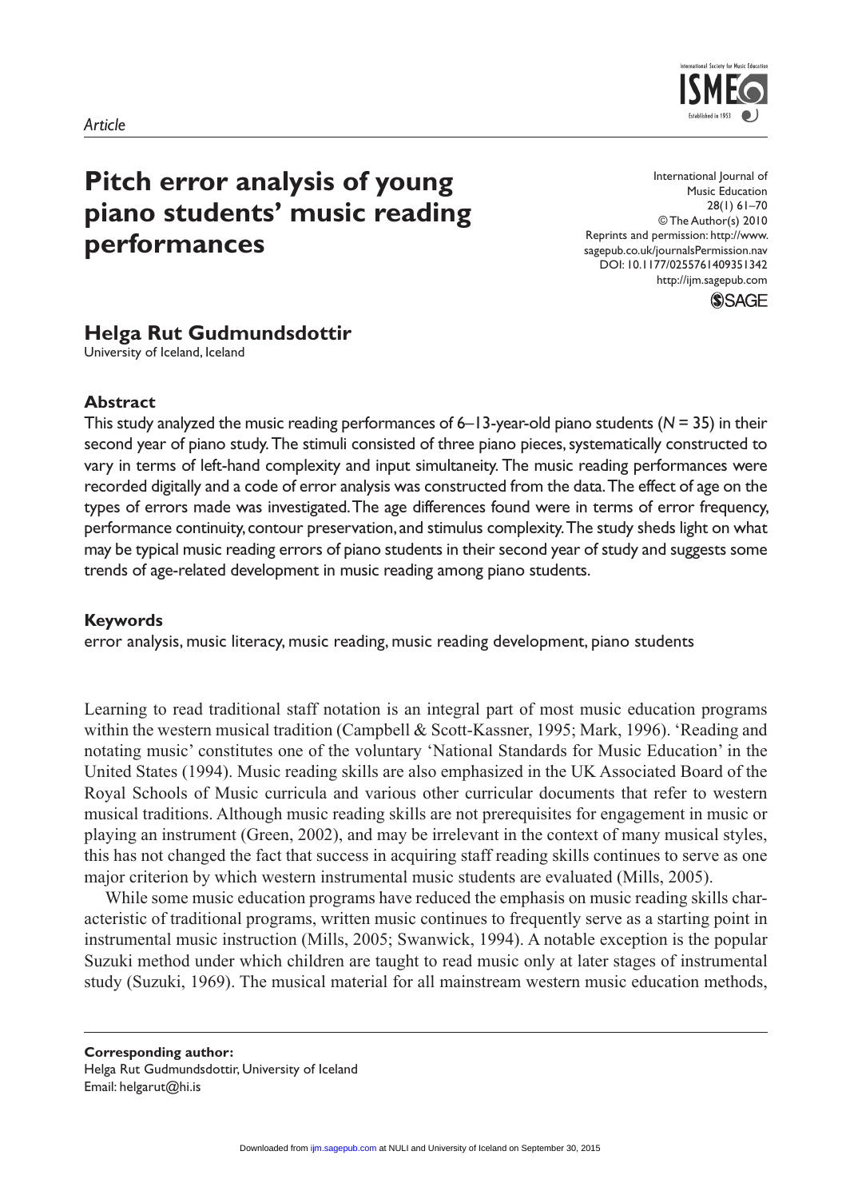*Article*

# Pitch error analysis of young piano students' music reading performances

## Helga Rut Gudmundsdottir

University of Iceland, Iceland

### Abstract

This study analyzed the music reading performances of 6–13-year-old piano students (*N* = 35) in their second year of piano study. The stimuli consisted of three piano pieces, systematically constructed to vary in terms of left-hand complexity and input simultaneity. The music reading performances were recorded digitally and a code of error analysis was constructed from the data. The effect of age on the types of errors made was investigated. The age differences found were in terms of error frequency, performance continuity, contour preservation, and stimulus complexity. The study sheds light on what may be typical music reading errors of piano students in their second year of study and suggests some trends of age-related development in music reading among piano students.

### Keywords

error analysis, music literacy, music reading, music reading development, piano students

Learning to read traditional staff notation is an integral part of most music education programs within the western musical tradition (Campbell & Scott-Kassner, 1995; Mark, 1996). 'Reading and notating music' constitutes one of the voluntary 'National Standards for Music Education' in the United States (1994). Music reading skills are also emphasized in the UK Associated Board of the Royal Schools of Music curricula and various other curricular documents that refer to western musical traditions. Although music reading skills are not prerequisites for engagement in music or playing an instrument (Green, 2002), and may be irrelevant in the context of many musical styles, this has not changed the fact that success in acquiring staff reading skills continues to serve as one major criterion by which western instrumental music students are evaluated (Mills, 2005).

While some music education programs have reduced the emphasis on music reading skills characteristic of traditional programs, written music continues to frequently serve as a starting point in instrumental music instruction (Mills, 2005; Swanwick, 1994). A notable exception is the popular Suzuki method under which children are taught to read music only at later stages of instrumental study (Suzuki, 1969). The musical material for all mainstream western music education methods,

**Corresponding author:**
Helga Rut Gudmundsdottir, University of Iceland
Email: helgarut@hi.is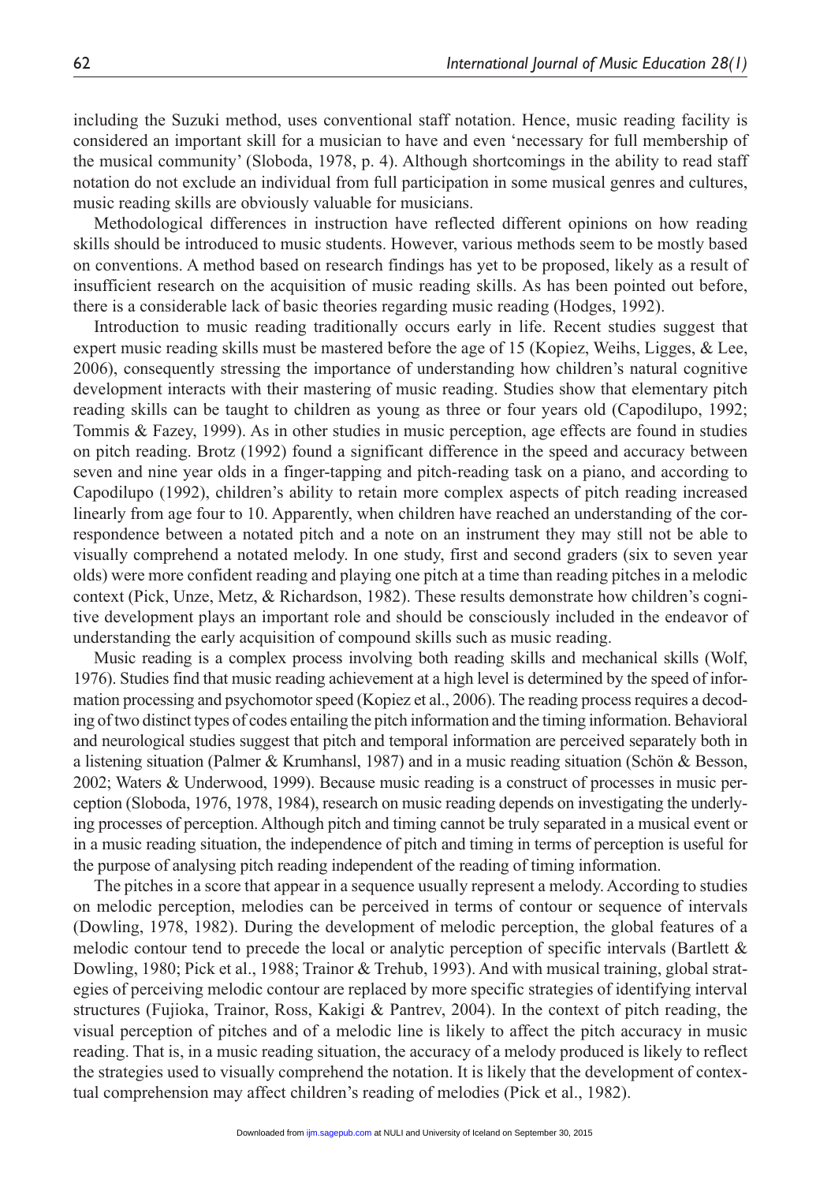including the Suzuki method, uses conventional staff notation. Hence, music reading facility is considered an important skill for a musician to have and even 'necessary for full membership of the musical community' (Sloboda, 1978, p. 4). Although shortcomings in the ability to read staff notation do not exclude an individual from full participation in some musical genres and cultures, music reading skills are obviously valuable for musicians.

Methodological differences in instruction have reflected different opinions on how reading skills should be introduced to music students. However, various methods seem to be mostly based on conventions. A method based on research findings has yet to be proposed, likely as a result of insufficient research on the acquisition of music reading skills. As has been pointed out before, there is a considerable lack of basic theories regarding music reading (Hodges, 1992).

Introduction to music reading traditionally occurs early in life. Recent studies suggest that expert music reading skills must be mastered before the age of 15 (Kopiez, Weihs, Ligges, & Lee, 2006), consequently stressing the importance of understanding how children's natural cognitive development interacts with their mastering of music reading. Studies show that elementary pitch reading skills can be taught to children as young as three or four years old (Capodilupo, 1992; Tommis & Fazey, 1999). As in other studies in music perception, age effects are found in studies on pitch reading. Brotz (1992) found a significant difference in the speed and accuracy between seven and nine year olds in a finger-tapping and pitch-reading task on a piano, and according to Capodilupo (1992), children's ability to retain more complex aspects of pitch reading increased linearly from age four to 10. Apparently, when children have reached an understanding of the correspondence between a notated pitch and a note on an instrument they may still not be able to visually comprehend a notated melody. In one study, first and second graders (six to seven year olds) were more confident reading and playing one pitch at a time than reading pitches in a melodic context (Pick, Unze, Metz, & Richardson, 1982). These results demonstrate how children's cognitive development plays an important role and should be consciously included in the endeavor of understanding the early acquisition of compound skills such as music reading.

Music reading is a complex process involving both reading skills and mechanical skills (Wolf, 1976). Studies find that music reading achievement at a high level is determined by the speed of information processing and psychomotor speed (Kopiez et al., 2006). The reading process requires a decoding of two distinct types of codes entailing the pitch information and the timing information. Behavioral and neurological studies suggest that pitch and temporal information are perceived separately both in a listening situation (Palmer & Krumhansl, 1987) and in a music reading situation (Schön & Besson, 2002; Waters & Underwood, 1999). Because music reading is a construct of processes in music perception (Sloboda, 1976, 1978, 1984), research on music reading depends on investigating the underlying processes of perception. Although pitch and timing cannot be truly separated in a musical event or in a music reading situation, the independence of pitch and timing in terms of perception is useful for the purpose of analysing pitch reading independent of the reading of timing information.

The pitches in a score that appear in a sequence usually represent a melody. According to studies on melodic perception, melodies can be perceived in terms of contour or sequence of intervals (Dowling, 1978, 1982). During the development of melodic perception, the global features of a melodic contour tend to precede the local or analytic perception of specific intervals (Bartlett & Dowling, 1980; Pick et al., 1988; Trainor & Trehub, 1993). And with musical training, global strategies of perceiving melodic contour are replaced by more specific strategies of identifying interval structures (Fujioka, Trainor, Ross, Kakigi & Pantrev, 2004). In the context of pitch reading, the visual perception of pitches and of a melodic line is likely to affect the pitch accuracy in music reading. That is, in a music reading situation, the accuracy of a melody produced is likely to reflect the strategies used to visually comprehend the notation. It is likely that the development of contextual comprehension may affect children's reading of melodies (Pick et al., 1982).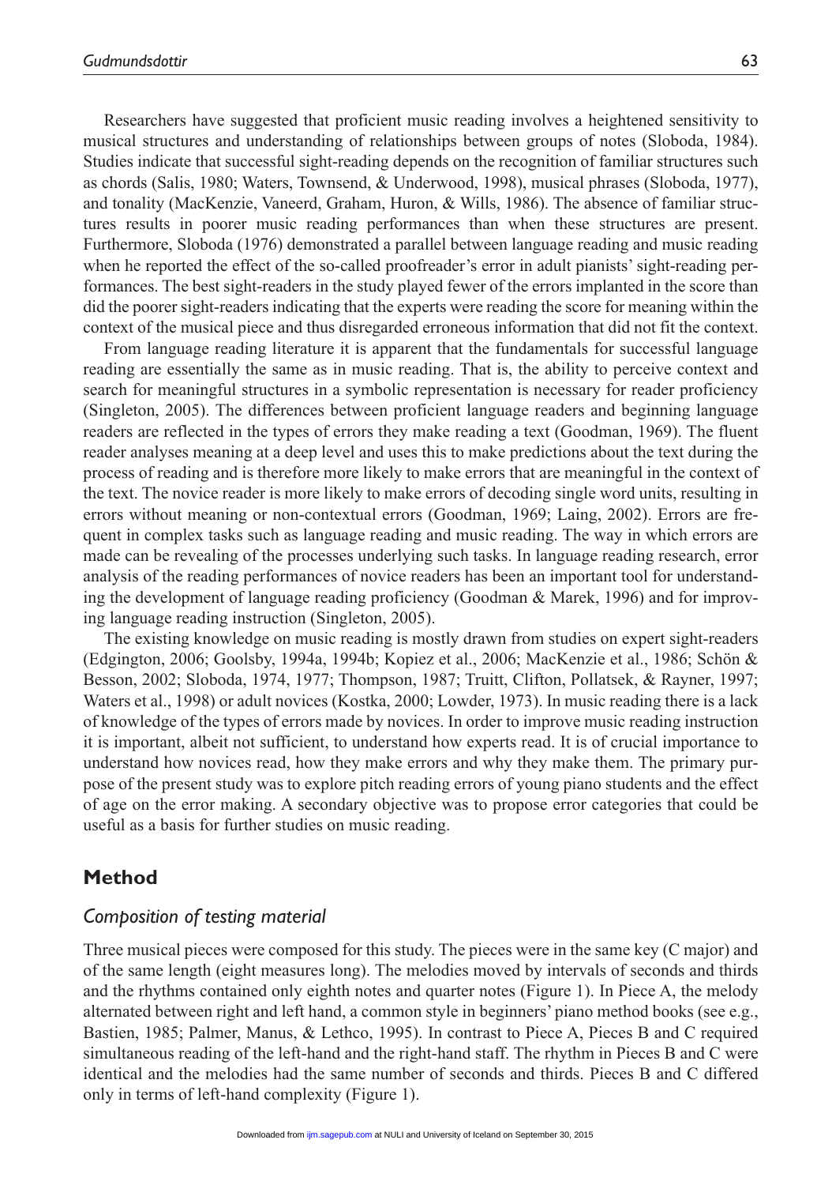Researchers have suggested that proficient music reading involves a heightened sensitivity to musical structures and understanding of relationships between groups of notes (Sloboda, 1984). Studies indicate that successful sight-reading depends on the recognition of familiar structures such as chords (Salis, 1980; Waters, Townsend, & Underwood, 1998), musical phrases (Sloboda, 1977), and tonality (MacKenzie, Vaneerd, Graham, Huron, & Wills, 1986). The absence of familiar structures results in poorer music reading performances than when these structures are present. Furthermore, Sloboda (1976) demonstrated a parallel between language reading and music reading when he reported the effect of the so-called proofreader's error in adult pianists' sight-reading performances. The best sight-readers in the study played fewer of the errors implanted in the score than did the poorer sight-readers indicating that the experts were reading the score for meaning within the context of the musical piece and thus disregarded erroneous information that did not fit the context.

From language reading literature it is apparent that the fundamentals for successful language reading are essentially the same as in music reading. That is, the ability to perceive context and search for meaningful structures in a symbolic representation is necessary for reader proficiency (Singleton, 2005). The differences between proficient language readers and beginning language readers are reflected in the types of errors they make reading a text (Goodman, 1969). The fluent reader analyses meaning at a deep level and uses this to make predictions about the text during the process of reading and is therefore more likely to make errors that are meaningful in the context of the text. The novice reader is more likely to make errors of decoding single word units, resulting in errors without meaning or non-contextual errors (Goodman, 1969; Laing, 2002). Errors are frequent in complex tasks such as language reading and music reading. The way in which errors are made can be revealing of the processes underlying such tasks. In language reading research, error analysis of the reading performances of novice readers has been an important tool for understanding the development of language reading proficiency (Goodman & Marek, 1996) and for improving language reading instruction (Singleton, 2005).

The existing knowledge on music reading is mostly drawn from studies on expert sight-readers (Edgington, 2006; Goolsby, 1994a, 1994b; Kopiez et al., 2006; MacKenzie et al., 1986; Schön & Besson, 2002; Sloboda, 1974, 1977; Thompson, 1987; Truitt, Clifton, Pollatsek, & Rayner, 1997; Waters et al., 1998) or adult novices (Kostka, 2000; Lowder, 1973). In music reading there is a lack of knowledge of the types of errors made by novices. In order to improve music reading instruction it is important, albeit not sufficient, to understand how experts read. It is of crucial importance to understand how novices read, how they make errors and why they make them. The primary purpose of the present study was to explore pitch reading errors of young piano students and the effect of age on the error making. A secondary objective was to propose error categories that could be useful as a basis for further studies on music reading.

## Method

### *Composition of testing material*

Three musical pieces were composed for this study. The pieces were in the same key (C major) and of the same length (eight measures long). The melodies moved by intervals of seconds and thirds and the rhythms contained only eighth notes and quarter notes (Figure 1). In Piece A, the melody alternated between right and left hand, a common style in beginners' piano method books (see e.g., Bastien, 1985; Palmer, Manus, & Lethco, 1995). In contrast to Piece A, Pieces B and C required simultaneous reading of the left-hand and the right-hand staff. The rhythm in Pieces B and C were identical and the melodies had the same number of seconds and thirds. Pieces B and C differed only in terms of left-hand complexity (Figure 1).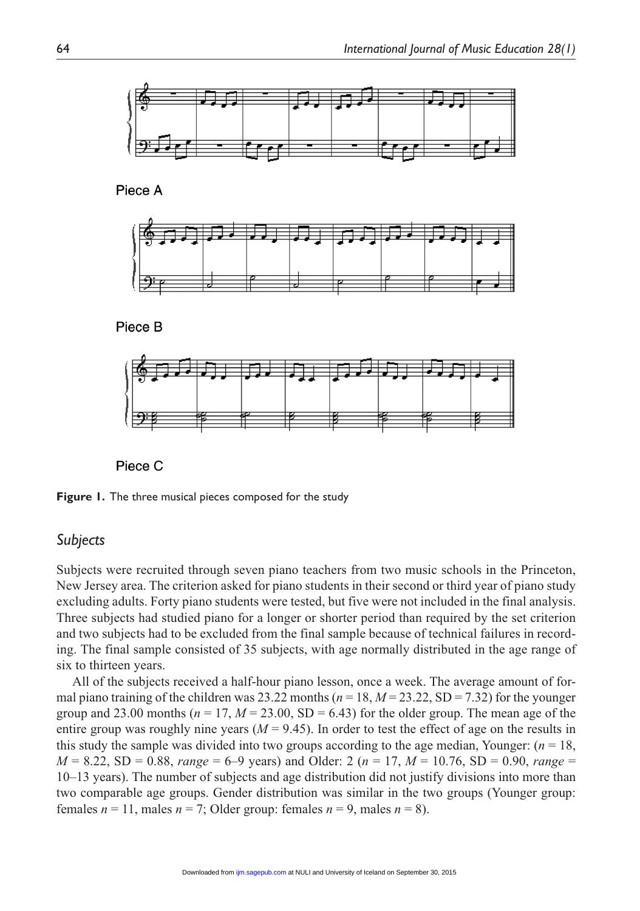Piece A

Piece B

Piece C

**Figure 1.** The three musical pieces composed for the study

## *Subjects*

Subjects were recruited through seven piano teachers from two music schools in the Princeton, New Jersey area. The criterion asked for piano students in their second or third year of piano study excluding adults. Forty piano students were tested, but five were not included in the final analysis. Three subjects had studied piano for a longer or shorter period than required by the set criterion and two subjects had to be excluded from the final sample because of technical failures in recording. The final sample consisted of 35 subjects, with age normally distributed in the age range of six to thirteen years.

All of the subjects received a half-hour piano lesson, once a week. The average amount of formal piano training of the children was 23.22 months ($n = 18$, $M = 23.22$, SD = 7.32) for the younger group and 23.00 months ($n = 17$, $M = 23.00$, SD = 6.43) for the older group. The mean age of the entire group was roughly nine years ($M = 9.45$). In order to test the effect of age on the results in this study the sample was divided into two groups according to the age median, Younger: ($n = 18$, $M = 8.22$, SD = 0.88, *range* = 6–9 years) and Older: 2 ($n = 17$, $M = 10.76$, SD = 0.90, *range* = 10–13 years). The number of subjects and age distribution did not justify divisions into more than two comparable age groups. Gender distribution was similar in the two groups (Younger group: females $n = 11$, males $n = 7$; Older group: females $n = 9$, males $n = 8$).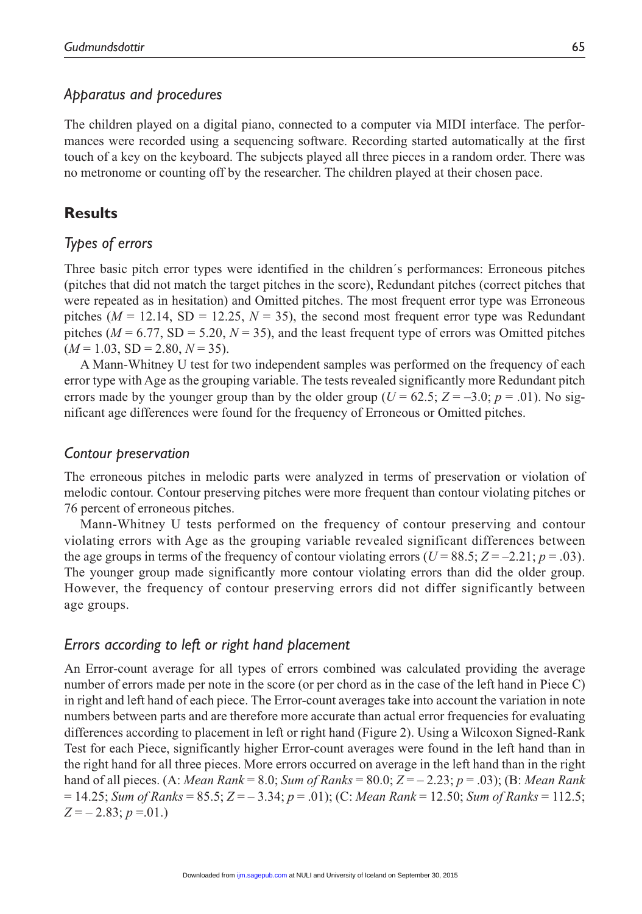### *Apparatus and procedures*

The children played on a digital piano, connected to a computer via MIDI interface. The performances were recorded using a sequencing software. Recording started automatically at the first touch of a key on the keyboard. The subjects played all three pieces in a random order. There was no metronome or counting off by the researcher. The children played at their chosen pace.

## **Results**

### *Types of errors*

Three basic pitch error types were identified in the children´s performances: Erroneous pitches (pitches that did not match the target pitches in the score), Redundant pitches (correct pitches that were repeated as in hesitation) and Omitted pitches. The most frequent error type was Erroneous pitches ($M$ = 12.14, SD = 12.25, $N$ = 35), the second most frequent error type was Redundant pitches ($M$ = 6.77, SD = 5.20, $N$ = 35), and the least frequent type of errors was Omitted pitches ($M$ = 1.03, SD = 2.80, $N$ = 35).

A Mann-Whitney U test for two independent samples was performed on the frequency of each error type with Age as the grouping variable. The tests revealed significantly more Redundant pitch errors made by the younger group than by the older group ($U$ = 62.5; $Z$ = –3.0; $p$ = .01). No significant age differences were found for the frequency of Erroneous or Omitted pitches.

### *Contour preservation*

The erroneous pitches in melodic parts were analyzed in terms of preservation or violation of melodic contour. Contour preserving pitches were more frequent than contour violating pitches or 76 percent of erroneous pitches.

Mann-Whitney U tests performed on the frequency of contour preserving and contour violating errors with Age as the grouping variable revealed significant differences between the age groups in terms of the frequency of contour violating errors ($U$ = 88.5; $Z$ = –2.21; $p$ = .03). The younger group made significantly more contour violating errors than did the older group. However, the frequency of contour preserving errors did not differ significantly between age groups.

### *Errors according to left or right hand placement*

An Error-count average for all types of errors combined was calculated providing the average number of errors made per note in the score (or per chord as in the case of the left hand in Piece C) in right and left hand of each piece. The Error-count averages take into account the variation in note numbers between parts and are therefore more accurate than actual error frequencies for evaluating differences according to placement in left or right hand (Figure 2). Using a Wilcoxon Signed-Rank Test for each Piece, significantly higher Error-count averages were found in the left hand than in the right hand for all three pieces. More errors occurred on average in the left hand than in the right hand of all pieces. (A: *Mean Rank* = 8.0; *Sum of Ranks* = 80.0; $Z$ = – 2.23; $p$ = .03); (B: *Mean Rank* = 14.25; *Sum of Ranks* = 85.5; $Z$ = – 3.34; $p$ = .01); (C: *Mean Rank* = 12.50; *Sum of Ranks* = 112.5; $Z$ = – 2.83; $p$ =.01.)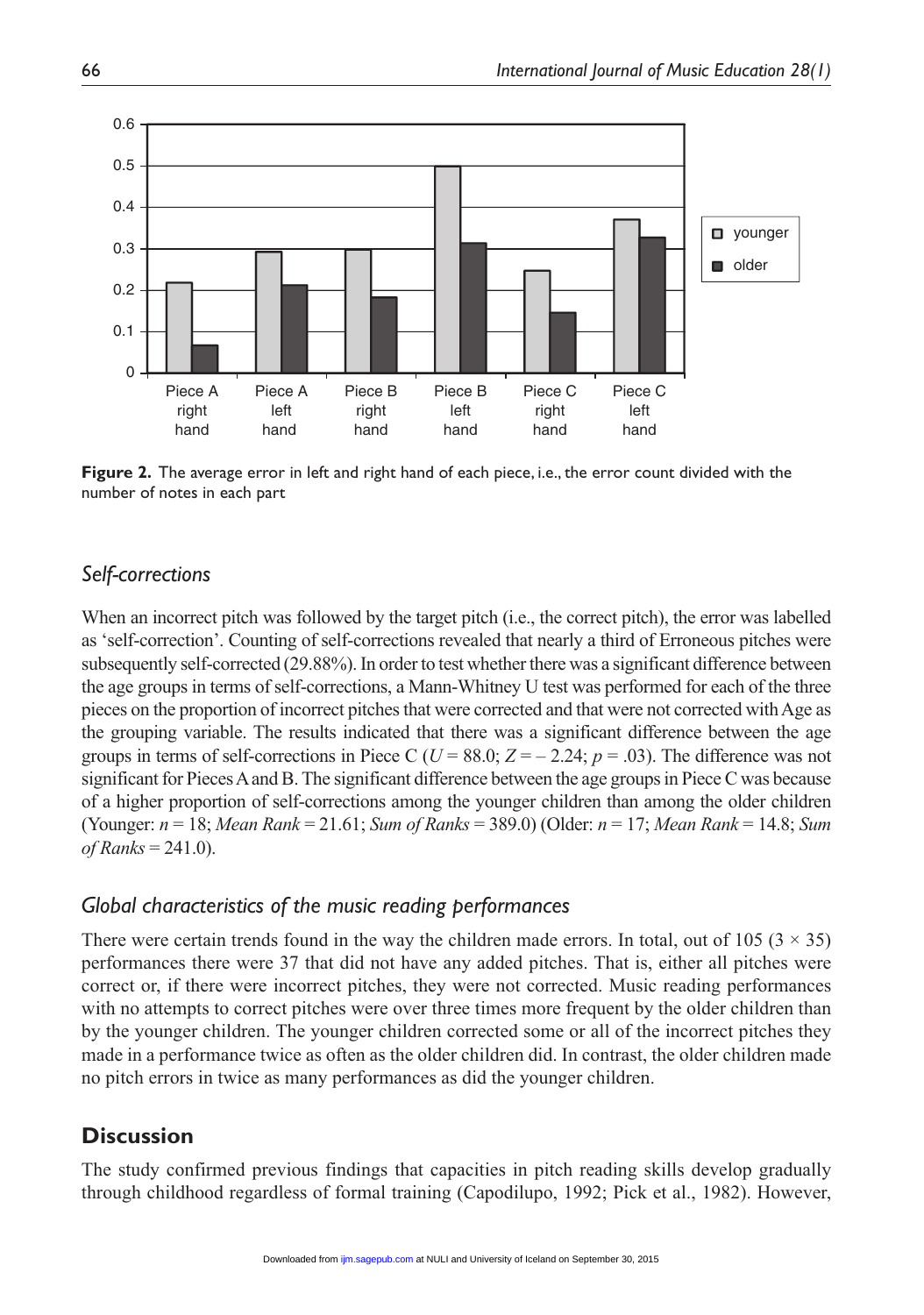**Figure 2.** The average error in left and right hand of each piece, i.e., the error count divided with the number of notes in each part

### *Self-corrections*

When an incorrect pitch was followed by the target pitch (i.e., the correct pitch), the error was labelled as 'self-correction'. Counting of self-corrections revealed that nearly a third of Erroneous pitches were subsequently self-corrected (29.88%). In order to test whether there was a significant difference between the age groups in terms of self-corrections, a Mann-Whitney U test was performed for each of the three pieces on the proportion of incorrect pitches that were corrected and that were not corrected with Age as the grouping variable. The results indicated that there was a significant difference between the age groups in terms of self-corrections in Piece C ($U = 88.0$; $Z = -2.24$; $p = .03$). The difference was not significant for Pieces A and B. The significant difference between the age groups in Piece C was because of a higher proportion of self-corrections among the younger children than among the older children (Younger: $n = 18$; *Mean Rank* = 21.61; *Sum of Ranks* = 389.0) (Older: $n = 17$; *Mean Rank* = 14.8; *Sum of Ranks* = 241.0).

### *Global characteristics of the music reading performances*

There were certain trends found in the way the children made errors. In total, out of 105 ($3 \times 35$) performances there were 37 that did not have any added pitches. That is, either all pitches were correct or, if there were incorrect pitches, they were not corrected. Music reading performances with no attempts to correct pitches were over three times more frequent by the older children than by the younger children. The younger children corrected some or all of the incorrect pitches they made in a performance twice as often as the older children did. In contrast, the older children made no pitch errors in twice as many performances as did the younger children.

## Discussion

The study confirmed previous findings that capacities in pitch reading skills develop gradually through childhood regardless of formal training (Capodilupo, 1992; Pick et al., 1982). However,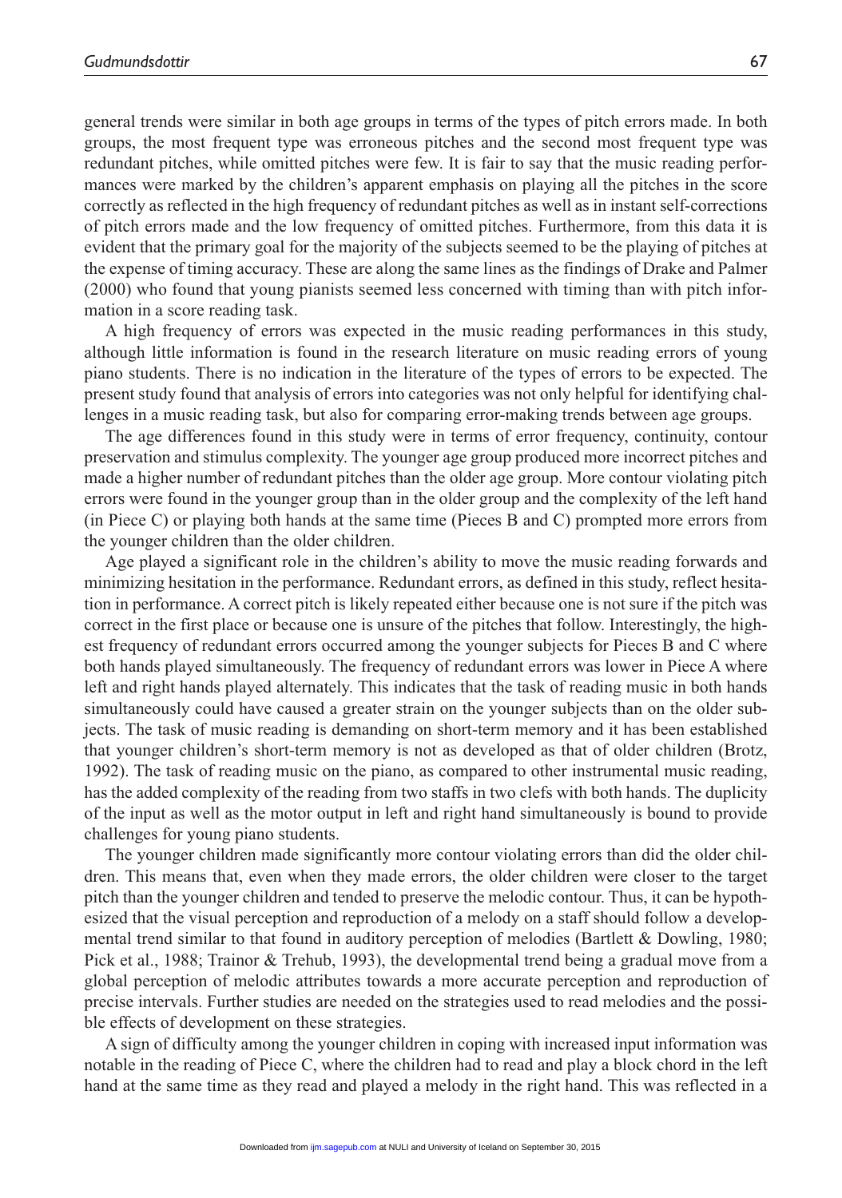general trends were similar in both age groups in terms of the types of pitch errors made. In both groups, the most frequent type was erroneous pitches and the second most frequent type was redundant pitches, while omitted pitches were few. It is fair to say that the music reading performances were marked by the children's apparent emphasis on playing all the pitches in the score correctly as reflected in the high frequency of redundant pitches as well as in instant self-corrections of pitch errors made and the low frequency of omitted pitches. Furthermore, from this data it is evident that the primary goal for the majority of the subjects seemed to be the playing of pitches at the expense of timing accuracy. These are along the same lines as the findings of Drake and Palmer (2000) who found that young pianists seemed less concerned with timing than with pitch information in a score reading task.

A high frequency of errors was expected in the music reading performances in this study, although little information is found in the research literature on music reading errors of young piano students. There is no indication in the literature of the types of errors to be expected. The present study found that analysis of errors into categories was not only helpful for identifying challenges in a music reading task, but also for comparing error-making trends between age groups.

The age differences found in this study were in terms of error frequency, continuity, contour preservation and stimulus complexity. The younger age group produced more incorrect pitches and made a higher number of redundant pitches than the older age group. More contour violating pitch errors were found in the younger group than in the older group and the complexity of the left hand (in Piece C) or playing both hands at the same time (Pieces B and C) prompted more errors from the younger children than the older children.

Age played a significant role in the children's ability to move the music reading forwards and minimizing hesitation in the performance. Redundant errors, as defined in this study, reflect hesitation in performance. A correct pitch is likely repeated either because one is not sure if the pitch was correct in the first place or because one is unsure of the pitches that follow. Interestingly, the highest frequency of redundant errors occurred among the younger subjects for Pieces B and C where both hands played simultaneously. The frequency of redundant errors was lower in Piece A where left and right hands played alternately. This indicates that the task of reading music in both hands simultaneously could have caused a greater strain on the younger subjects than on the older subjects. The task of music reading is demanding on short-term memory and it has been established that younger children's short-term memory is not as developed as that of older children (Brotz, 1992). The task of reading music on the piano, as compared to other instrumental music reading, has the added complexity of the reading from two staffs in two clefs with both hands. The duplicity of the input as well as the motor output in left and right hand simultaneously is bound to provide challenges for young piano students.

The younger children made significantly more contour violating errors than did the older children. This means that, even when they made errors, the older children were closer to the target pitch than the younger children and tended to preserve the melodic contour. Thus, it can be hypothesized that the visual perception and reproduction of a melody on a staff should follow a developmental trend similar to that found in auditory perception of melodies (Bartlett & Dowling, 1980; Pick et al., 1988; Trainor & Trehub, 1993), the developmental trend being a gradual move from a global perception of melodic attributes towards a more accurate perception and reproduction of precise intervals. Further studies are needed on the strategies used to read melodies and the possible effects of development on these strategies.

A sign of difficulty among the younger children in coping with increased input information was notable in the reading of Piece C, where the children had to read and play a block chord in the left hand at the same time as they read and played a melody in the right hand. This was reflected in a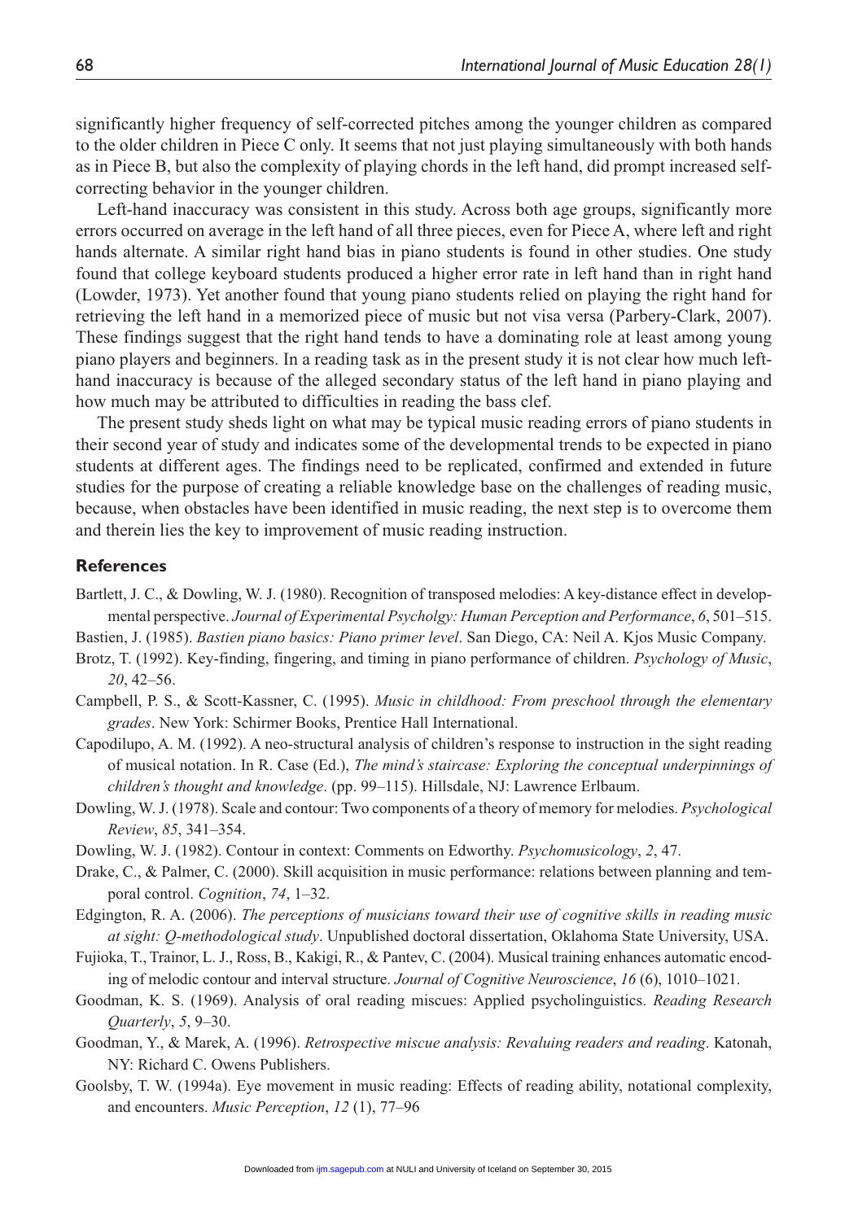significantly higher frequency of self-corrected pitches among the younger children as compared to the older children in Piece C only. It seems that not just playing simultaneously with both hands as in Piece B, but also the complexity of playing chords in the left hand, did prompt increased self-correcting behavior in the younger children.

Left-hand inaccuracy was consistent in this study. Across both age groups, significantly more errors occurred on average in the left hand of all three pieces, even for Piece A, where left and right hands alternate. A similar right hand bias in piano students is found in other studies. One study found that college keyboard students produced a higher error rate in left hand than in right hand (Lowder, 1973). Yet another found that young piano students relied on playing the right hand for retrieving the left hand in a memorized piece of music but not visa versa (Parbery-Clark, 2007). These findings suggest that the right hand tends to have a dominating role at least among young piano players and beginners. In a reading task as in the present study it is not clear how much left-hand inaccuracy is because of the alleged secondary status of the left hand in piano playing and how much may be attributed to difficulties in reading the bass clef.

The present study sheds light on what may be typical music reading errors of piano students in their second year of study and indicates some of the developmental trends to be expected in piano students at different ages. The findings need to be replicated, confirmed and extended in future studies for the purpose of creating a reliable knowledge base on the challenges of reading music, because, when obstacles have been identified in music reading, the next step is to overcome them and therein lies the key to improvement of music reading instruction.

## References

Bartlett, J. C., & Dowling, W. J. (1980). Recognition of transposed melodies: A key-distance effect in developmental perspective. *Journal of Experimental Psycholgy: Human Perception and Performance*, *6*, 501–515.

Bastien, J. (1985). *Bastien piano basics: Piano primer level*. San Diego, CA: Neil A. Kjos Music Company.

Brotz, T. (1992). Key-finding, fingering, and timing in piano performance of children. *Psychology of Music*, *20*, 42–56.

Campbell, P. S., & Scott-Kassner, C. (1995). *Music in childhood: From preschool through the elementary grades*. New York: Schirmer Books, Prentice Hall International.

Capodilupo, A. M. (1992). A neo-structural analysis of children's response to instruction in the sight reading of musical notation. In R. Case (Ed.), *The mind's staircase: Exploring the conceptual underpinnings of children's thought and knowledge*. (pp. 99–115). Hillsdale, NJ: Lawrence Erlbaum.

Dowling, W. J. (1978). Scale and contour: Two components of a theory of memory for melodies. *Psychological Review*, *85*, 341–354.

Dowling, W. J. (1982). Contour in context: Comments on Edworthy. *Psychomusicology*, *2*, 47.

Drake, C., & Palmer, C. (2000). Skill acquisition in music performance: relations between planning and temporal control. *Cognition*, *74*, 1–32.

Edgington, R. A. (2006). *The perceptions of musicians toward their use of cognitive skills in reading music at sight: Q-methodological study*. Unpublished doctoral dissertation, Oklahoma State University, USA.

Fujioka, T., Trainor, L. J., Ross, B., Kakigi, R., & Pantev, C. (2004). Musical training enhances automatic encoding of melodic contour and interval structure. *Journal of Cognitive Neuroscience*, *16* (6), 1010–1021.

Goodman, K. S. (1969). Analysis of oral reading miscues: Applied psycholinguistics. *Reading Research Quarterly*, *5*, 9–30.

Goodman, Y., & Marek, A. (1996). *Retrospective miscue analysis: Revaluing readers and reading*. Katonah, NY: Richard C. Owens Publishers.

Goolsby, T. W. (1994a). Eye movement in music reading: Effects of reading ability, notational complexity, and encounters. *Music Perception*, *12* (1), 77–96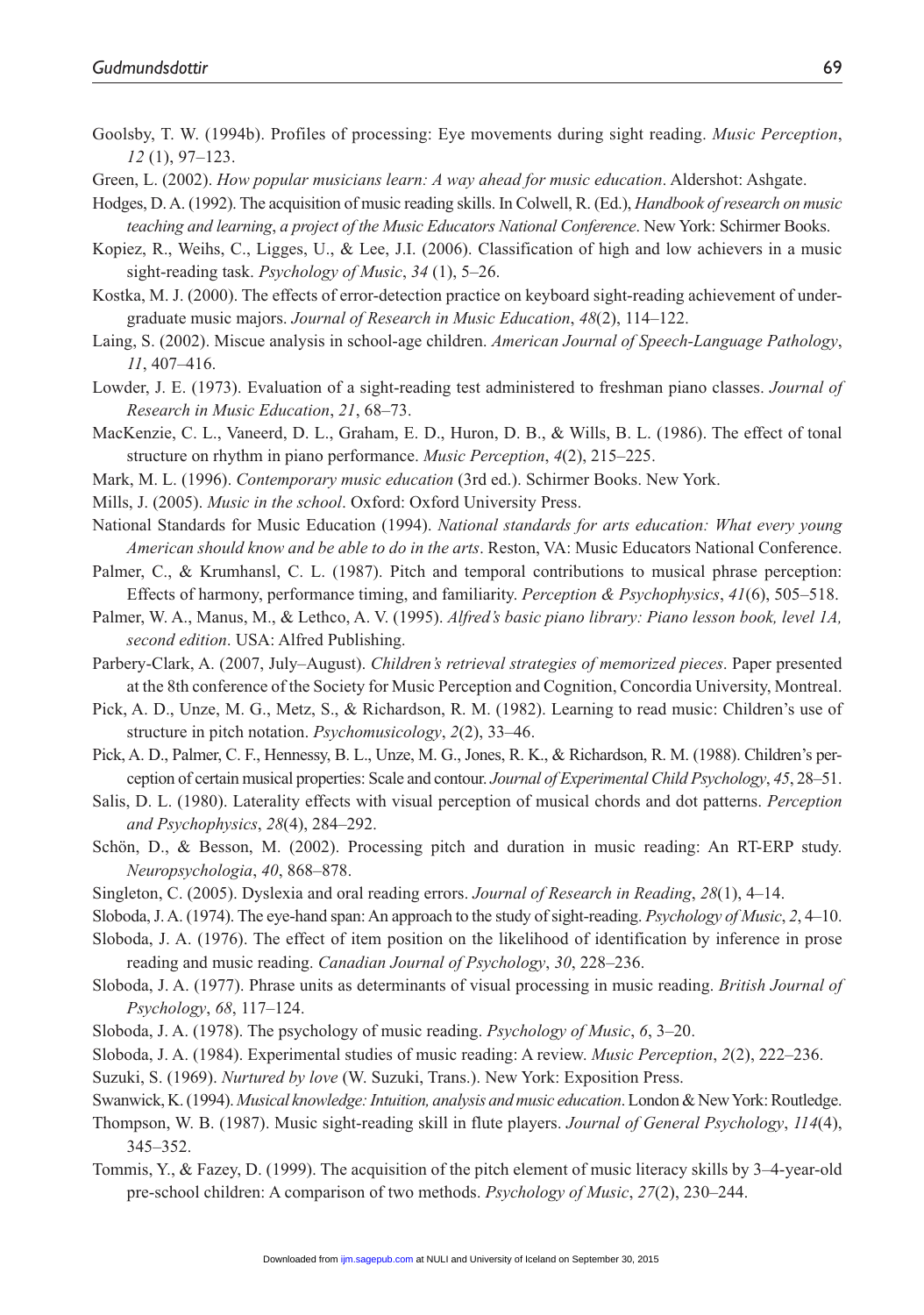Goolsby, T. W. (1994b). Profiles of processing: Eye movements during sight reading. *Music Perception*, *12* (1), 97–123.

Green, L. (2002). *How popular musicians learn: A way ahead for music education*. Aldershot: Ashgate.

Hodges, D. A. (1992). The acquisition of music reading skills. In Colwell, R. (Ed.), *Handbook of research on music teaching and learning*, *a project of the Music Educators National Conference*. New York: Schirmer Books.

Kopiez, R., Weihs, C., Ligges, U., & Lee, J.I. (2006). Classification of high and low achievers in a music sight-reading task. *Psychology of Music*, *34* (1), 5–26.

Kostka, M. J. (2000). The effects of error-detection practice on keyboard sight-reading achievement of undergraduate music majors. *Journal of Research in Music Education*, *48*(2), 114–122.

Laing, S. (2002). Miscue analysis in school-age children. *American Journal of Speech-Language Pathology*, *11*, 407–416.

Lowder, J. E. (1973). Evaluation of a sight-reading test administered to freshman piano classes. *Journal of Research in Music Education*, *21*, 68–73.

MacKenzie, C. L., Vaneerd, D. L., Graham, E. D., Huron, D. B., & Wills, B. L. (1986). The effect of tonal structure on rhythm in piano performance. *Music Perception*, *4*(2), 215–225.

Mark, M. L. (1996). *Contemporary music education* (3rd ed.). Schirmer Books. New York.

Mills, J. (2005). *Music in the school*. Oxford: Oxford University Press.

National Standards for Music Education (1994). *National standards for arts education: What every young American should know and be able to do in the arts*. Reston, VA: Music Educators National Conference.

Palmer, C., & Krumhansl, C. L. (1987). Pitch and temporal contributions to musical phrase perception: Effects of harmony, performance timing, and familiarity. *Perception & Psychophysics*, *41*(6), 505–518.

Palmer, W. A., Manus, M., & Lethco, A. V. (1995). *Alfred's basic piano library: Piano lesson book, level 1A, second edition*. USA: Alfred Publishing.

Parbery-Clark, A. (2007, July–August). *Children's retrieval strategies of memorized pieces*. Paper presented at the 8th conference of the Society for Music Perception and Cognition, Concordia University, Montreal.

Pick, A. D., Unze, M. G., Metz, S., & Richardson, R. M. (1982). Learning to read music: Children's use of structure in pitch notation. *Psychomusicology*, *2*(2), 33–46.

Pick, A. D., Palmer, C. F., Hennessy, B. L., Unze, M. G., Jones, R. K., & Richardson, R. M. (1988). Children's perception of certain musical properties: Scale and contour. *Journal of Experimental Child Psychology*, *45*, 28–51.

Salis, D. L. (1980). Laterality effects with visual perception of musical chords and dot patterns. *Perception and Psychophysics*, *28*(4), 284–292.

Schön, D., & Besson, M. (2002). Processing pitch and duration in music reading: An RT-ERP study. *Neuropsychologia*, *40*, 868–878.

Singleton, C. (2005). Dyslexia and oral reading errors. *Journal of Research in Reading*, *28*(1), 4–14.

Sloboda, J. A. (1974). The eye-hand span: An approach to the study of sight-reading. *Psychology of Music*, *2*, 4–10.

Sloboda, J. A. (1976). The effect of item position on the likelihood of identification by inference in prose reading and music reading. *Canadian Journal of Psychology*, *30*, 228–236.

Sloboda, J. A. (1977). Phrase units as determinants of visual processing in music reading. *British Journal of Psychology*, *68*, 117–124.

Sloboda, J. A. (1978). The psychology of music reading. *Psychology of Music*, *6*, 3–20.

Sloboda, J. A. (1984). Experimental studies of music reading: A review. *Music Perception*, *2*(2), 222–236.

Suzuki, S. (1969). *Nurtured by love* (W. Suzuki, Trans.). New York: Exposition Press.

Swanwick, K. (1994). *Musical knowledge: Intuition, analysis and music education*. London & New York: Routledge.

Thompson, W. B. (1987). Music sight-reading skill in flute players. *Journal of General Psychology*, *114*(4), 345–352.

Tommis, Y., & Fazey, D. (1999). The acquisition of the pitch element of music literacy skills by 3–4-year-old pre-school children: A comparison of two methods. *Psychology of Music*, *27*(2), 230–244.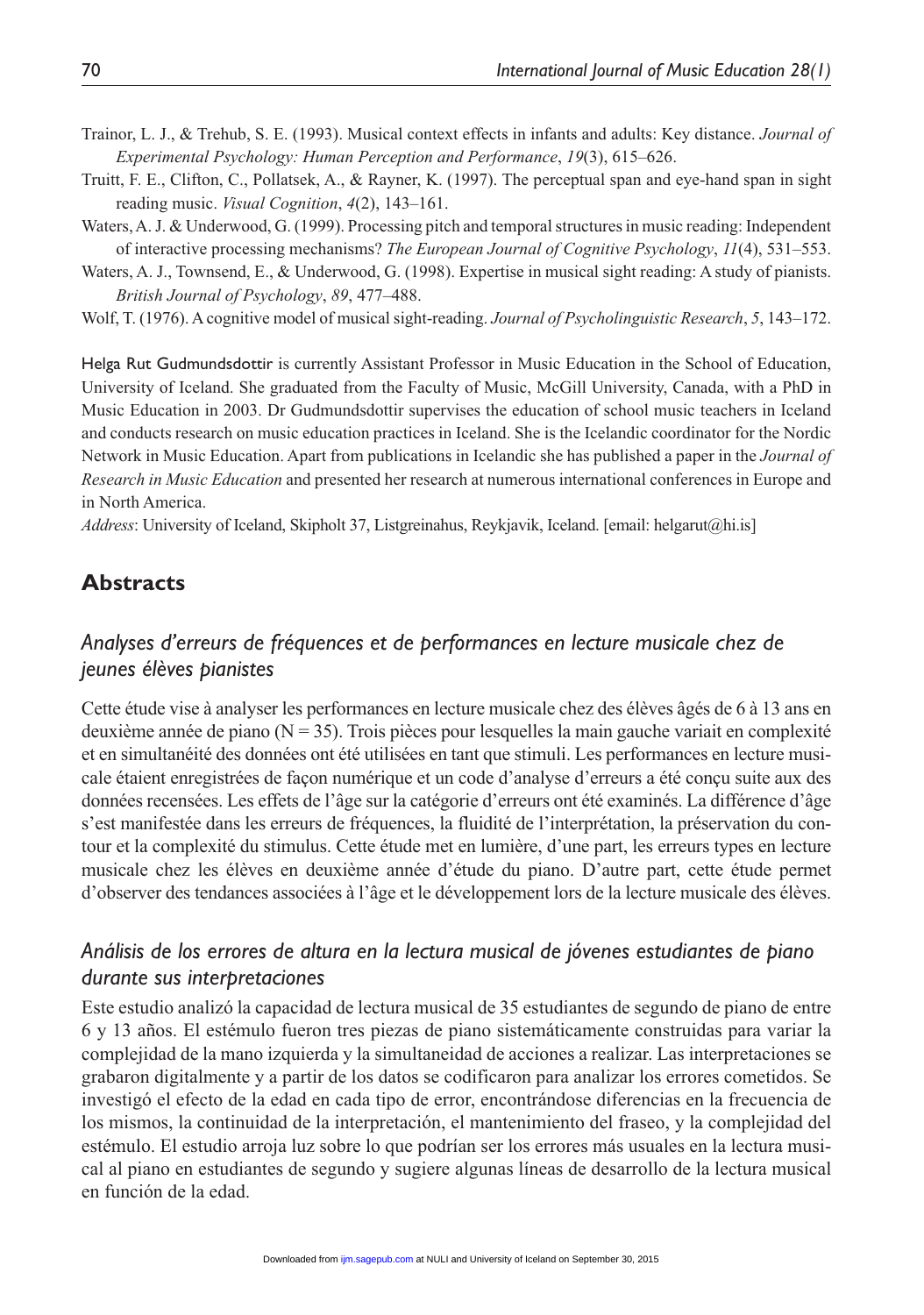Trainor, L. J., & Trehub, S. E. (1993). Musical context effects in infants and adults: Key distance. *Journal of Experimental Psychology: Human Perception and Performance*, *19*(3), 615–626.

Truitt, F. E., Clifton, C., Pollatsek, A., & Rayner, K. (1997). The perceptual span and eye-hand span in sight reading music. *Visual Cognition*, *4*(2), 143–161.

Waters, A. J. & Underwood, G. (1999). Processing pitch and temporal structures in music reading: Independent of interactive processing mechanisms? *The European Journal of Cognitive Psychology*, *11*(4), 531–553.

Waters, A. J., Townsend, E., & Underwood, G. (1998). Expertise in musical sight reading: A study of pianists. *British Journal of Psychology*, *89*, 477–488.

Wolf, T. (1976). A cognitive model of musical sight-reading. *Journal of Psycholinguistic Research*, *5*, 143–172.

Helga Rut Gudmundsdottir is currently Assistant Professor in Music Education in the School of Education, University of Iceland. She graduated from the Faculty of Music, McGill University, Canada, with a PhD in Music Education in 2003. Dr Gudmundsdottir supervises the education of school music teachers in Iceland and conducts research on music education practices in Iceland. She is the Icelandic coordinator for the Nordic Network in Music Education. Apart from publications in Icelandic she has published a paper in the *Journal of Research in Music Education* and presented her research at numerous international conferences in Europe and in North America.

*Address*: University of Iceland, Skipholt 37, Listgreinahus, Reykjavik, Iceland. [email: helgarut@hi.is]

## Abstracts

### *Analyses d'erreurs de fréquences et de performances en lecture musicale chez de jeunes élèves pianistes*

Cette étude vise à analyser les performances en lecture musicale chez des élèves âgés de 6 à 13 ans en deuxième année de piano (N = 35). Trois pièces pour lesquelles la main gauche variait en complexité et en simultanéité des données ont été utilisées en tant que stimuli. Les performances en lecture musicale étaient enregistrées de façon numérique et un code d'analyse d'erreurs a été conçu suite aux des données recensées. Les effets de l'âge sur la catégorie d'erreurs ont été examinés. La différence d'âge s'est manifestée dans les erreurs de fréquences, la fluidité de l'interprétation, la préservation du contour et la complexité du stimulus. Cette étude met en lumière, d'une part, les erreurs types en lecture musicale chez les élèves en deuxième année d'étude du piano. D'autre part, cette étude permet d'observer des tendances associées à l'âge et le développement lors de la lecture musicale des élèves.

### *Análisis de los errores de altura en la lectura musical de jóvenes estudiantes de piano durante sus interpretaciones*

Este estudio analizó la capacidad de lectura musical de 35 estudiantes de segundo de piano de entre 6 y 13 años. El estémulo fueron tres piezas de piano sistemáticamente construidas para variar la complejidad de la mano izquierda y la simultaneidad de acciones a realizar. Las interpretaciones se grabaron digitalmente y a partir de los datos se codificaron para analizar los errores cometidos. Se investigó el efecto de la edad en cada tipo de error, encontrándose diferencias en la frecuencia de los mismos, la continuidad de la interpretación, el mantenimiento del fraseo, y la complejidad del estémulo. El estudio arroja luz sobre lo que podrían ser los errores más usuales en la lectura musical al piano en estudiantes de segundo y sugiere algunas líneas de desarrollo de la lectura musical en función de la edad.